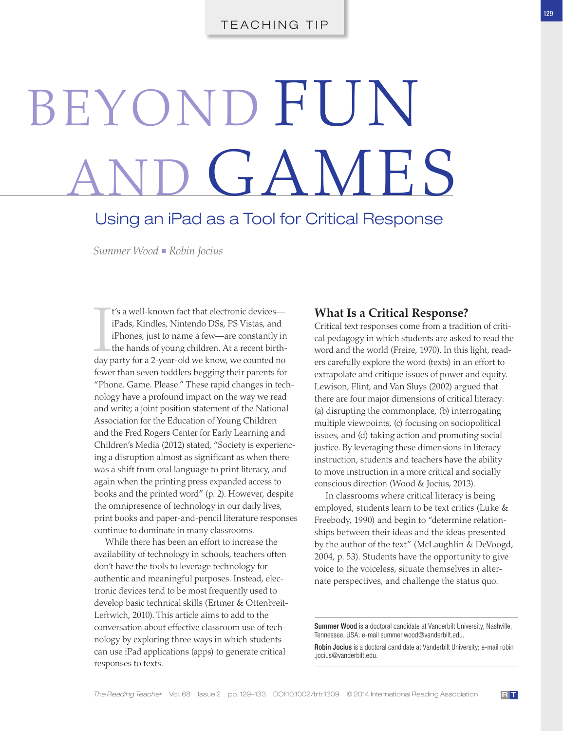TEACHING TIP

# BEYOND FUN AND GAMES

## Using an iPad as a Tool for Critical Response

*Summer Wood ▪ Robin Jocius*

It's a well-known fact that electronic devices—iPads, Kindles, Nintendo DSs, PS Vistas, and iPhones, just to name a few—are constantly in the hands of young children. At a recent birthday party for a 2-year-old we know, we counted no fewer than seven toddlers begging their parents for "Phone. Game. Please." These rapid changes in technology have a profound impact on the way we read and write; a joint position statement of the National Association for the Education of Young Children and the Fred Rogers Center for Early Learning and Children's Media (2012) stated, "Society is experiencing a disruption almost as significant as when there was a shift from oral language to print literacy, and again when the printing press expanded access to books and the printed word" (p. 2). However, despite the omnipresence of technology in our daily lives, print books and paper-and-pencil literature responses continue to dominate in many classrooms.

While there has been an effort to increase the availability of technology in schools, teachers often don't have the tools to leverage technology for authentic and meaningful purposes. Instead, electronic devices tend to be most frequently used to develop basic technical skills (Ertmer & Ottenbreit-Leftwich, 2010). This article aims to add to the conversation about effective classroom use of technology by exploring three ways in which students can use iPad applications (apps) to generate critical responses to texts.

### What Is a Critical Response?

Critical text responses come from a tradition of critical pedagogy in which students are asked to read the word and the world (Freire, 1970). In this light, readers carefully explore the word (texts) in an effort to extrapolate and critique issues of power and equity. Lewison, Flint, and Van Sluys (2002) argued that there are four major dimensions of critical literacy: (a) disrupting the commonplace, (b) interrogating multiple viewpoints, (c) focusing on sociopolitical issues, and (d) taking action and promoting social justice. By leveraging these dimensions in literacy instruction, students and teachers have the ability to move instruction in a more critical and socially conscious direction (Wood & Jocius, 2013).

In classrooms where critical literacy is being employed, students learn to be text critics (Luke & Freebody, 1990) and begin to "determine relationships between their ideas and the ideas presented by the author of the text" (McLaughlin & DeVoogd, 2004, p. 53). Students have the opportunity to give voice to the voiceless, situate themselves in alternate perspectives, and challenge the status quo.

---

**Summer Wood** is a doctoral candidate at Vanderbilt University, Nashville, Tennessee, USA; e-mail summer.wood@vanderbilt.edu.

**Robin Jocius** is a doctoral candidate at Vanderbilt University; e-mail robin.jocius@vanderbilt.edu.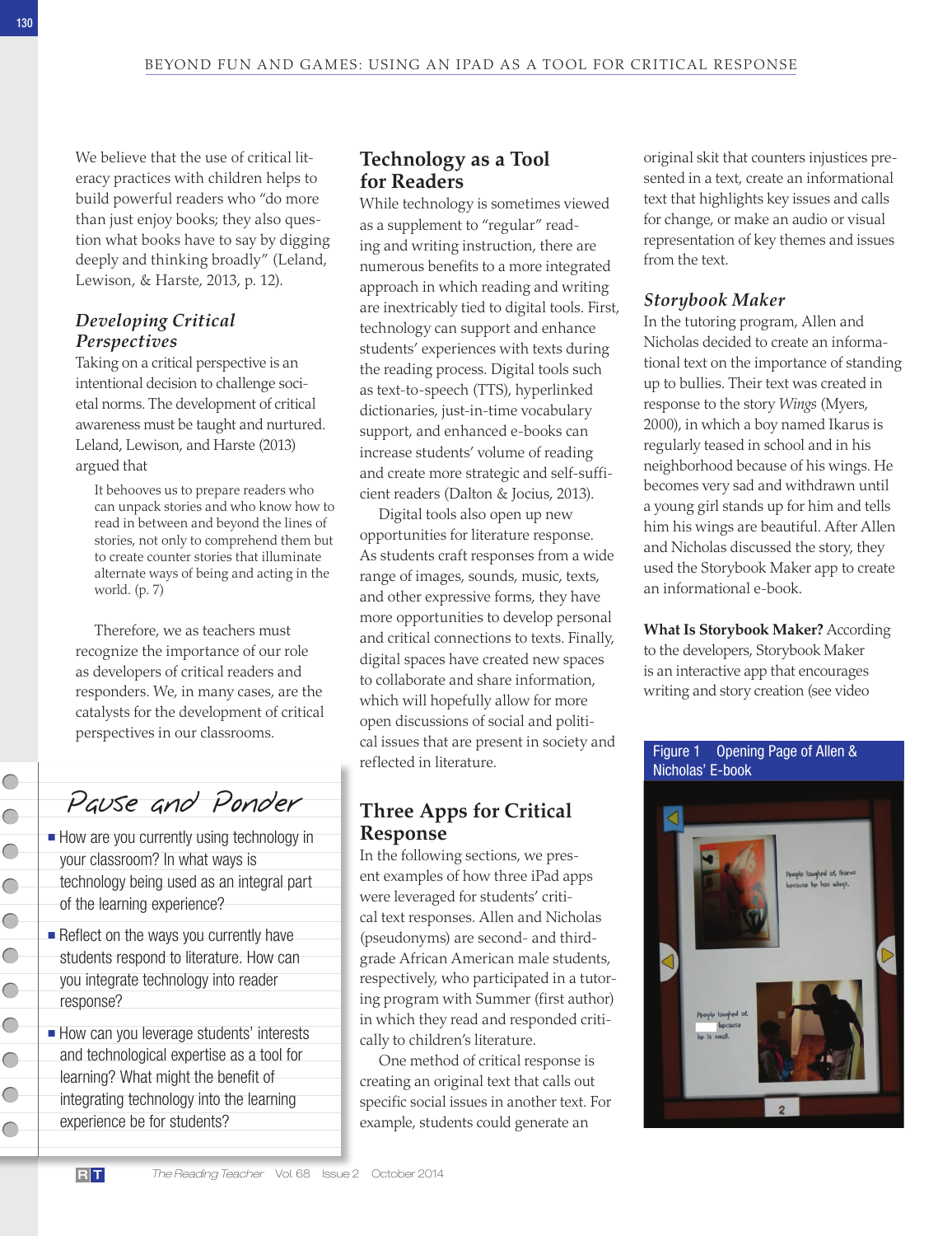We believe that the use of critical literacy practices with children helps to build powerful readers who “do more than just enjoy books; they also question what books have to say by digging deeply and thinking broadly” (Leland, Lewison, & Harste, 2013, p. 12).

### *Developing Critical Perspectives*

Taking on a critical perspective is an intentional decision to challenge societal norms. The development of critical awareness must be taught and nurtured. Leland, Lewison, and Harste (2013) argued that

> It behooves us to prepare readers who can unpack stories and who know how to read in between and beyond the lines of stories, not only to comprehend them but to create counter stories that illuminate alternate ways of being and acting in the world. (p. 7)

Therefore, we as teachers must recognize the importance of our role as developers of critical readers and responders. We, in many cases, are the catalysts for the development of critical perspectives in our classrooms.

## Technology as a Tool for Readers

While technology is sometimes viewed as a supplement to “regular” reading and writing instruction, there are numerous benefits to a more integrated approach in which reading and writing are inextricably tied to digital tools. First, technology can support and enhance students’ experiences with texts during the reading process. Digital tools such as text-to-speech (TTS), hyperlinked dictionaries, just-in-time vocabulary support, and enhanced e-books can increase students’ volume of reading and create more strategic and self-sufficient readers (Dalton & Jocius, 2013).

Digital tools also open up new opportunities for literature response. As students craft responses from a wide range of images, sounds, music, texts, and other expressive forms, they have more opportunities to develop personal and critical connections to texts. Finally, digital spaces have created new spaces to collaborate and share information, which will hopefully allow for more open discussions of social and political issues that are present in society and reflected in literature.

## Three Apps for Critical Response

In the following sections, we present examples of how three iPad apps were leveraged for students’ critical text responses. Allen and Nicholas (pseudonyms) are second- and third-grade African American male students, respectively, who participated in a tutoring program with Summer (first author) in which they read and responded critically to children’s literature.

One method of critical response is creating an original text that calls out specific social issues in another text. For example, students could generate an original skit that counters injustices presented in a text, create an informational text that highlights key issues and calls for change, or make an audio or visual representation of key themes and issues from the text.

### *Storybook Maker*

In the tutoring program, Allen and Nicholas decided to create an informational text on the importance of standing up to bullies. Their text was created in response to the story *Wings* (Myers, 2000), in which a boy named Ikarus is regularly teased in school and in his neighborhood because of his wings. He becomes very sad and withdrawn until a young girl stands up for him and tells him his wings are beautiful. After Allen and Nicholas discussed the story, they used the Storybook Maker app to create an informational e-book.

**What Is Storybook Maker?** According to the developers, Storybook Maker is an interactive app that encourages writing and story creation (see video

---

**Pause and Ponder**

- How are you currently using technology in your classroom? In what ways is technology being used as an integral part of the learning experience?
- Reflect on the ways you currently have students respond to literature. How can you integrate technology into reader response?
- How can you leverage students’ interests and technological expertise as a tool for learning? What might the benefit of integrating technology into the learning experience be for students?

---

Figure 1 Opening Page of Allen & Nicholas' E-book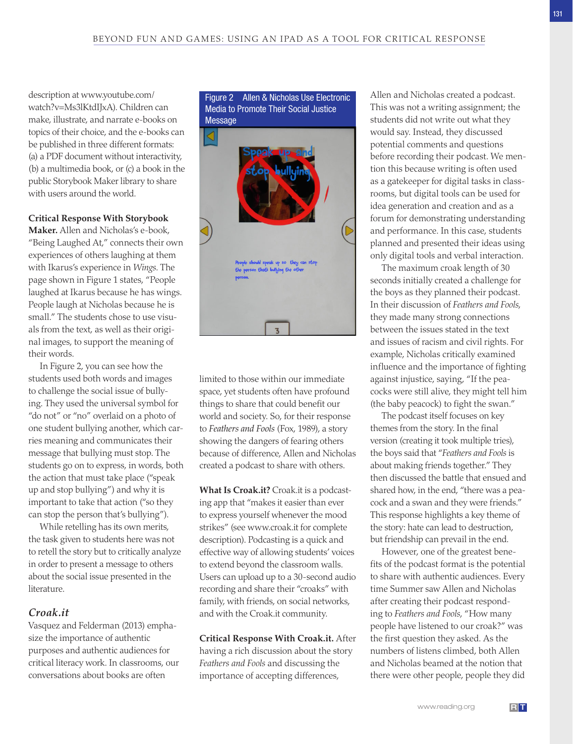description at www.youtube.com/watch?v=Ms3lKtdIJxA). Children can make, illustrate, and narrate e-books on topics of their choice, and the e-books can be published in three different formats: (a) a PDF document without interactivity, (b) a multimedia book, or (c) a book in the public Storybook Maker library to share with users around the world.

**Critical Response With Storybook Maker.** Allen and Nicholas's e-book, "Being Laughed At," connects their own experiences of others laughing at them with Ikarus's experience in *Wings*. The page shown in Figure 1 states, "People laughed at Ikarus because he has wings. People laugh at Nicholas because he is small." The students chose to use visuals from the text, as well as their original images, to support the meaning of their words.

In Figure 2, you can see how the students used both words and images to challenge the social issue of bullying. They used the universal symbol for "do not" or "no" overlaid on a photo of one student bullying another, which carries meaning and communicates their message that bullying must stop. The students go on to express, in words, both the action that must take place ("speak up and stop bullying") and why it is important to take that action ("so they can stop the person that's bullying").

While retelling has its own merits, the task given to students here was not to retell the story but to critically analyze in order to present a message to others about the social issue presented in the literature.

Figure 2 Allen & Nicholas Use Electronic Media to Promote Their Social Justice Message

## *Croak.it*

Vasquez and Felderman (2013) emphasize the importance of authentic purposes and authentic audiences for critical literacy work. In classrooms, our conversations about books are often limited to those within our immediate space, yet students often have profound things to share that could benefit our world and society. So, for their response to *Feathers and Fools* (Fox, 1989), a story showing the dangers of fearing others because of difference, Allen and Nicholas created a podcast to share with others.

**What Is Croak.it?** Croak.it is a podcasting app that "makes it easier than ever to express yourself whenever the mood strikes" (see www.croak.it for complete description). Podcasting is a quick and effective way of allowing students' voices to extend beyond the classroom walls. Users can upload up to a 30-second audio recording and share their "croaks" with family, with friends, on social networks, and with the Croak.it community.

**Critical Response With Croak.it.** After having a rich discussion about the story *Feathers and Fools* and discussing the importance of accepting differences, Allen and Nicholas created a podcast. This was not a writing assignment; the students did not write out what they would say. Instead, they discussed potential comments and questions before recording their podcast. We mention this because writing is often used as a gatekeeper for digital tasks in classrooms, but digital tools can be used for idea generation and creation and as a forum for demonstrating understanding and performance. In this case, students planned and presented their ideas using only digital tools and verbal interaction.

The maximum croak length of 30 seconds initially created a challenge for the boys as they planned their podcast. In their discussion of *Feathers and Fools*, they made many strong connections between the issues stated in the text and issues of racism and civil rights. For example, Nicholas critically examined influence and the importance of fighting against injustice, saying, "If the peacocks were still alive, they might tell him (the baby peacock) to fight the swan."

The podcast itself focuses on key themes from the story. In the final version (creating it took multiple tries), the boys said that "*Feathers and Fools* is about making friends together." They then discussed the battle that ensued and shared how, in the end, "there was a peacock and a swan and they were friends." This response highlights a key theme of the story: hate can lead to destruction, but friendship can prevail in the end.

However, one of the greatest benefits of the podcast format is the potential to share with authentic audiences. Every time Summer saw Allen and Nicholas after creating their podcast responding to *Feathers and Fools*, "How many people have listened to our croak?" was the first question they asked. As the numbers of listens climbed, both Allen and Nicholas beamed at the notion that there were other people, people they did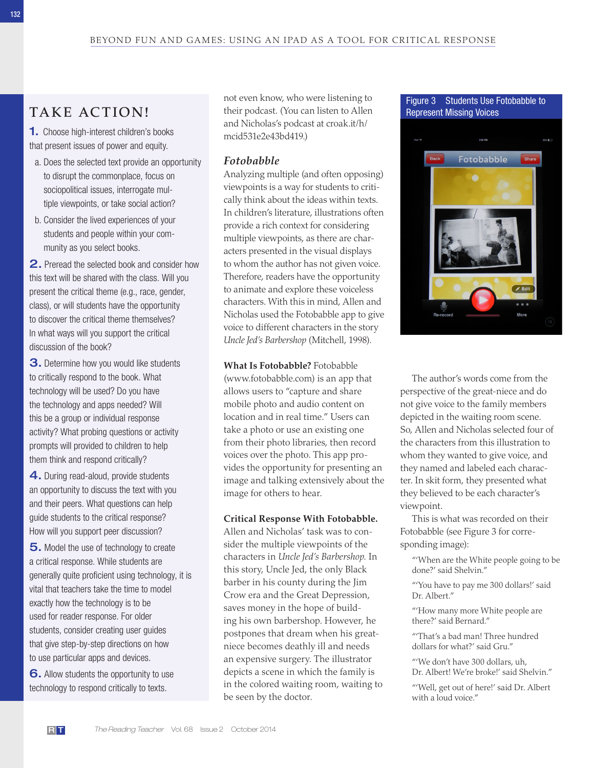## TAKE ACTION!

1. Choose high-interest children's books that present issues of power and equity.
   a. Does the selected text provide an opportunity to disrupt the commonplace, focus on sociopolitical issues, interrogate multiple viewpoints, or take social action?
   b. Consider the lived experiences of your students and people within your community as you select books.
2. Preread the selected book and consider how this text will be shared with the class. Will you present the critical theme (e.g., race, gender, class), or will students have the opportunity to discover the critical theme themselves? In what ways will you support the critical discussion of the book?
3. Determine how you would like students to critically respond to the book. What technology will be used? Do you have the technology and apps needed? Will this be a group or individual response activity? What probing questions or activity prompts will provided to children to help them think and respond critically?
4. During read-aloud, provide students an opportunity to discuss the text with you and their peers. What questions can help guide students to the critical response? How will you support peer discussion?
5. Model the use of technology to create a critical response. While students are generally quite proficient using technology, it is vital that teachers take the time to model exactly how the technology is to be used for reader response. For older students, consider creating user guides that give step-by-step directions on how to use particular apps and devices.
6. Allow students the opportunity to use technology to respond critically to texts.

not even know, who were listening to their podcast. (You can listen to Allen and Nicholas's podcast at croak.it/h/mcid531e2e43bd419.)

### Fotobabble

Analyzing multiple (and often opposing) viewpoints is a way for students to critically think about the ideas within texts. In children's literature, illustrations often provide a rich context for considering multiple viewpoints, as there are characters presented in the visual displays to whom the author has not given voice. Therefore, readers have the opportunity to animate and explore these voiceless characters. With this in mind, Allen and Nicholas used the Fotobabble app to give voice to different characters in the story *Uncle Jed's Barbershop* (Mitchell, 1998).

**What Is Fotobabble?** Fotobabble (www.fotobabble.com) is an app that allows users to "capture and share mobile photo and audio content on location and in real time." Users can take a photo or use an existing one from their photo libraries, then record voices over the photo. This app provides the opportunity for presenting an image and talking extensively about the image for others to hear.

**Critical Response With Fotobabble.** Allen and Nicholas' task was to consider the multiple viewpoints of the characters in *Uncle Jed's Barbershop.* In this story, Uncle Jed, the only Black barber in his county during the Jim Crow era and the Great Depression, saves money in the hope of building his own barbershop. However, he postpones that dream when his great-niece becomes deathly ill and needs an expensive surgery. The illustrator depicts a scene in which the family is in the colored waiting room, waiting to be seen by the doctor.

Figure 3 Students Use Fotobabble to Represent Missing Voices

The author's words come from the perspective of the great-niece and do not give voice to the family members depicted in the waiting room scene. So, Allen and Nicholas selected four of the characters from this illustration to whom they wanted to give voice, and they named and labeled each character. In skit form, they presented what they believed to be each character's viewpoint.

This is what was recorded on their Fotobabble (see Figure 3 for corresponding image):

> "'When are the White people going to be done?' said Shelvin."
>
> "'You have to pay me 300 dollars!' said Dr. Albert."
>
> "'How many more White people are there?' said Bernard."
>
> "'That's a bad man! Three hundred dollars for what?' said Gru."
>
> "'We don't have 300 dollars, uh, Dr. Albert! We're broke!' said Shelvin."
>
> "'Well, get out of here!' said Dr. Albert with a loud voice."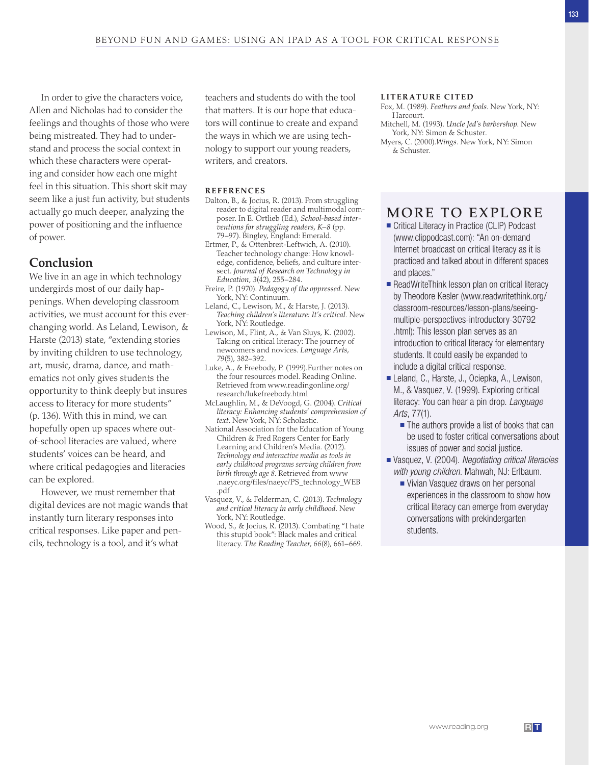In order to give the characters voice, Allen and Nicholas had to consider the feelings and thoughts of those who were being mistreated. They had to understand and process the social context in which these characters were operating and consider how each one might feel in this situation. This short skit may seem like a just fun activity, but students actually go much deeper, analyzing the power of positioning and the influence of power.

## Conclusion

We live in an age in which technology undergirds most of our daily happenings. When developing classroom activities, we must account for this ever-changing world. As Leland, Lewison, & Harste (2013) state, "extending stories by inviting children to use technology, art, music, drama, dance, and mathematics not only gives students the opportunity to think deeply but insures access to literacy for more students" (p. 136). With this in mind, we can hopefully open up spaces where out-of-school literacies are valued, where students' voices can be heard, and where critical pedagogies and literacies can be explored.

However, we must remember that digital devices are not magic wands that instantly turn literary responses into critical responses. Like paper and pencils, technology is a tool, and it's what teachers and students do with the tool that matters. It is our hope that educators will continue to create and expand the ways in which we are using technology to support our young readers, writers, and creators.

### References

Dalton, B., & Jocius, R. (2013). From struggling reader to digital reader and multimodal composer. In E. Ortlieb (Ed.), *School-based interventions for struggling readers, K–8* (pp. 79–97). Bingley, England: Emerald.

Ertmer, P., & Ottenbreit-Leftwich, A. (2010). Teacher technology change: How knowledge, confidence, beliefs, and culture intersect. *Journal of Research on Technology in Education*, *3*(42), 255–284.

Freire, P. (1970). *Pedagogy of the oppressed*. New York, NY: Continuum.

Leland, C., Lewison, M., & Harste, J. (2013). *Teaching children's literature: It's critical*. New York, NY: Routledge.

Lewison, M., Flint, A., & Van Sluys, K. (2002). Taking on critical literacy: The journey of newcomers and novices. *Language Arts*, *79*(5), 382–392.

Luke, A., & Freebody, P. (1999).Further notes on the four resources model. Reading Online. Retrieved from www.readingonline.org/research/lukefreebody.html

McLaughlin, M., & DeVoogd, G. (2004). *Critical literacy: Enhancing students' comprehension of text*. New York, NY: Scholastic.

National Association for the Education of Young Children & Fred Rogers Center for Early Learning and Children's Media. (2012). *Technology and interactive media as tools in early childhood programs serving children from birth through age 8*. Retrieved from www.naeyc.org/files/naeyc/PS_technology_WEB.pdf

Vasquez, V., & Felderman, C. (2013). *Technology and critical literacy in early childhood*. New York, NY: Routledge.

Wood, S., & Jocius, R. (2013). Combating "I hate this stupid book": Black males and critical literacy. *The Reading Teacher*, *66*(8), 661–669.

### Literature Cited

Fox, M. (1989). *Feathers and fools*. New York, NY: Harcourt.

Mitchell, M. (1993). *Uncle Jed's barbershop*. New York, NY: Simon & Schuster.

Myers, C. (2000).*Wings*. New York, NY: Simon & Schuster.

## More to Explore

- Critical Literacy in Practice (CLIP) Podcast (www.clippodcast.com): "An on-demand Internet broadcast on critical literacy as it is practiced and talked about in different spaces and places."
- ReadWriteThink lesson plan on critical literacy by Theodore Kesler (www.readwritethink.org/classroom-resources/lesson-plans/seeing-multiple-perspectives-introductory-30792.html): This lesson plan serves as an introduction to critical literacy for elementary students. It could easily be expanded to include a digital critical response.
- Leland, C., Harste, J., Ociepka, A., Lewison, M., & Vasquez, V. (1999). Exploring critical literacy: You can hear a pin drop. *Language Arts*, 77(1).
  - The authors provide a list of books that can be used to foster critical conversations about issues of power and social justice.
- Vasquez, V. (2004). *Negotiating critical literacies with young children*. Mahwah, NJ: Erlbaum.
  - Vivian Vasquez draws on her personal experiences in the classroom to show how critical literacy can emerge from everyday conversations with prekindergarten students.